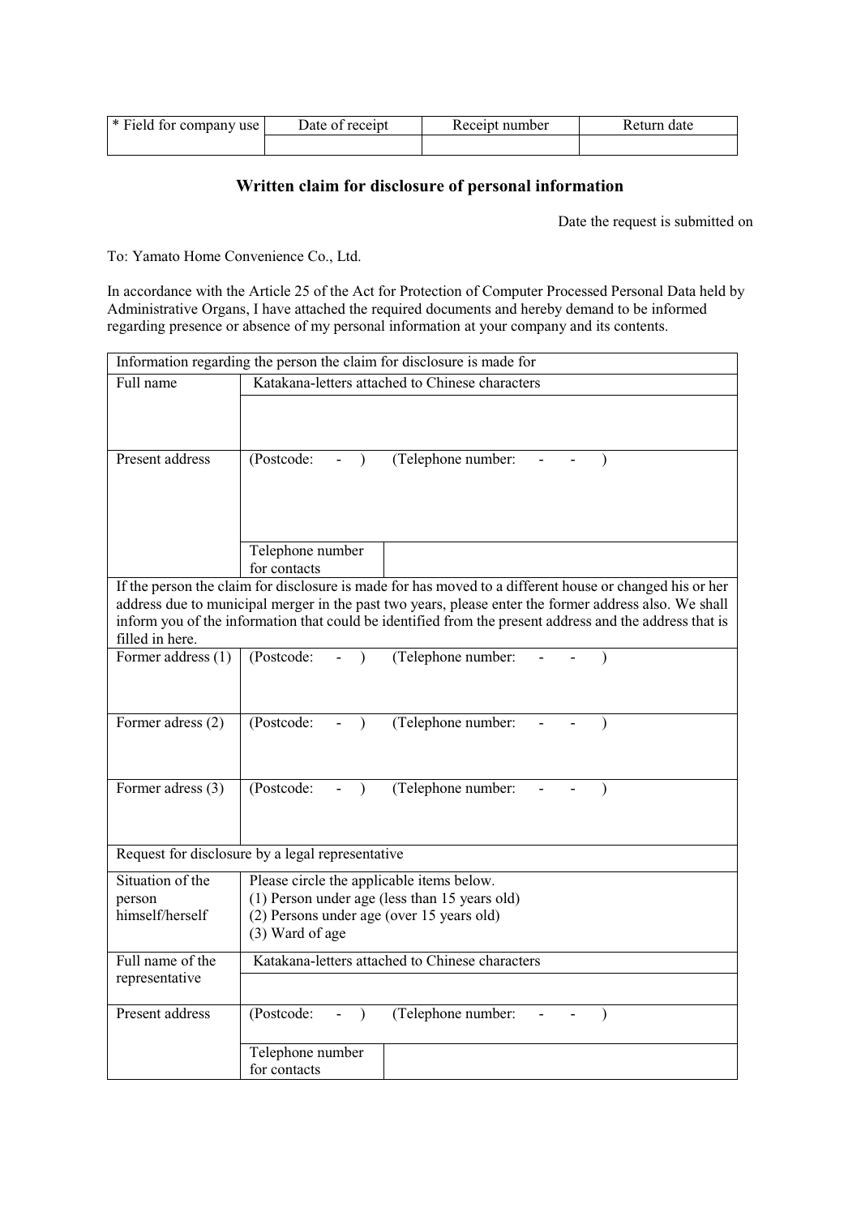| * Field for company use | Date of receipt | Receipt number | Return date |
|---|---|---|---|
| | | | |

## Written claim for disclosure of personal information

Date the request is submitted on

To: Yamato Home Convenience Co., Ltd.

In accordance with the Article 25 of the Act for Protection of Computer Processed Personal Data held by Administrative Organs, I have attached the required documents and hereby demand to be informed regarding presence or absence of my personal information at your company and its contents.

| Information regarding the person the claim for disclosure is made for | | |
|---|---|---|
| Full name | Katakana-letters attached to Chinese characters | |
| | | |
| Present address | (Postcode: - ) (Telephone number: - - ) | |
| | Telephone number for contacts | |
| If the person the claim for disclosure is made for has moved to a different house or changed his or her address due to municipal merger in the past two years, please enter the former address also. We shall inform you of the information that could be identified from the present address and the address that is filled in here. | | |
| Former address (1) | (Postcode: - ) (Telephone number: - - ) | |
| Former adress (2) | (Postcode: - ) (Telephone number: - - ) | |
| Former adress (3) | (Postcode: - ) (Telephone number: - - ) | |
| Request for disclosure by a legal representative | | |
| Situation of the person himself/herself | Please circle the applicable items below.<br>(1) Person under age (less than 15 years old)<br>(2) Persons under age (over 15 years old)<br>(3) Ward of age | |
| Full name of the representative | Katakana-letters attached to Chinese characters | |
| | | |
| Present address | (Postcode: - ) (Telephone number: - - ) | |
| | Telephone number for contacts | |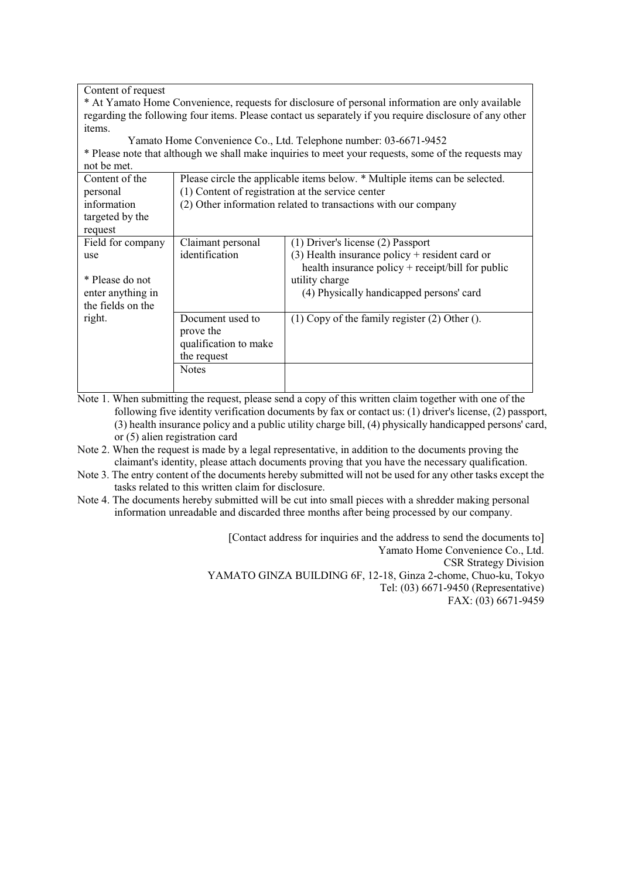| | | |
|---|---|---|
| Content of request<br>* At Yamato Home Convenience, requests for disclosure of personal information are only available regarding the following four items. Please contact us separately if you require disclosure of any other items.<br>Yamato Home Convenience Co., Ltd. Telephone number: 03-6671-9452<br>* Please note that although we shall make inquiries to meet your requests, some of the requests may not be met. | | |
| Content of the personal information targeted by the request | Please circle the applicable items below. * Multiple items can be selected.<br>(1) Content of registration at the service center<br>(2) Other information related to transactions with our company | |
| Field for company use<br><br>* Please do not enter anything in the fields on the right. | Claimant personal identification | (1) Driver's license (2) Passport<br>(3) Health insurance policy + resident card or health insurance policy + receipt/bill for public utility charge<br>(4) Physically handicapped persons' card |
| | Document used to prove the qualification to make the request | (1) Copy of the family register (2) Other (). |
| | Notes | |

Note 1. When submitting the request, please send a copy of this written claim together with one of the following five identity verification documents by fax or contact us: (1) driver's license, (2) passport, (3) health insurance policy and a public utility charge bill, (4) physically handicapped persons' card, or (5) alien registration card

Note 2. When the request is made by a legal representative, in addition to the documents proving the claimant's identity, please attach documents proving that you have the necessary qualification.

Note 3. The entry content of the documents hereby submitted will not be used for any other tasks except the tasks related to this written claim for disclosure.

Note 4. The documents hereby submitted will be cut into small pieces with a shredder making personal information unreadable and discarded three months after being processed by our company.

[Contact address for inquiries and the address to send the documents to]
Yamato Home Convenience Co., Ltd.
CSR Strategy Division
YAMATO GINZA BUILDING 6F, 12-18, Ginza 2-chome, Chuo-ku, Tokyo
Tel: (03) 6671-9450 (Representative)
FAX: (03) 6671-9459